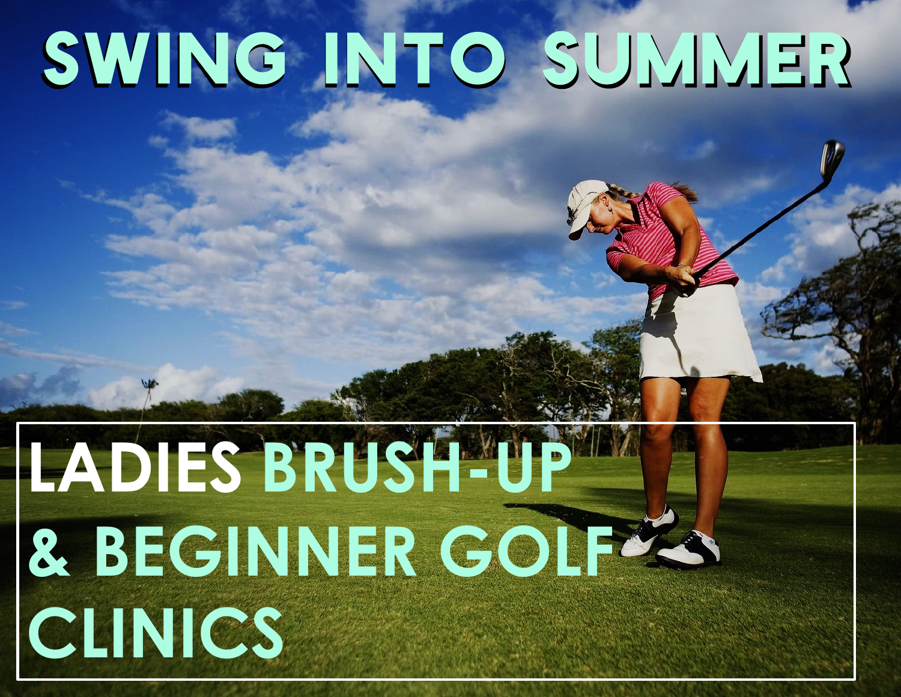# SWING INTO SUMMER

## LADIES BRUSH-UP & BEGINNER GOLF CLINICS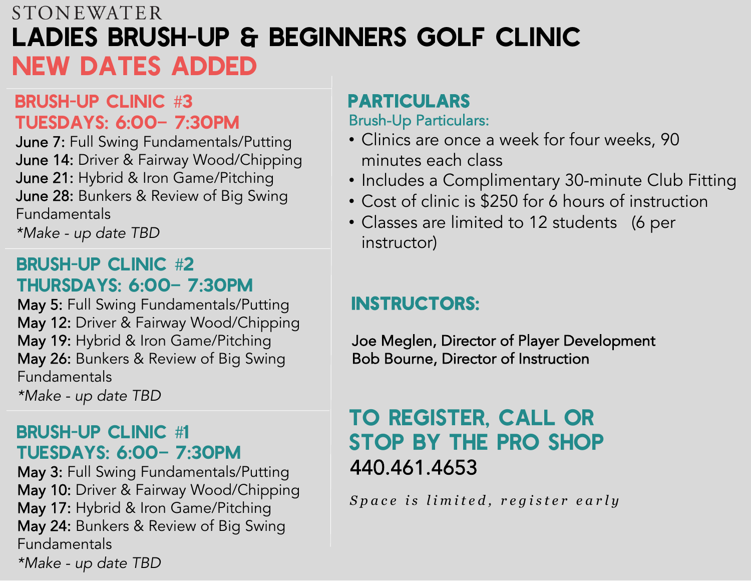STONEWATER

# LADIES BRUSH-UP & BEGINNERS GOLF CLINIC

## NEW DATES ADDED

### BRUSH-UP CLINIC #3
### TUESDAYS: 6:00– 7:30PM

**June 7:** Full Swing Fundamentals/Putting
**June 14:** Driver & Fairway Wood/Chipping
**June 21:** Hybrid & Iron Game/Pitching
**June 28:** Bunkers & Review of Big Swing Fundamentals
*\*Make - up date TBD*

### BRUSH-UP CLINIC #2
### THURSDAYS: 6:00– 7:30PM

**May 5:** Full Swing Fundamentals/Putting
**May 12:** Driver & Fairway Wood/Chipping
**May 19:** Hybrid & Iron Game/Pitching
**May 26:** Bunkers & Review of Big Swing Fundamentals
*\*Make - up date TBD*

### BRUSH-UP CLINIC #1
### TUESDAYS: 6:00– 7:30PM

**May 3:** Full Swing Fundamentals/Putting
**May 10:** Driver & Fairway Wood/Chipping
**May 17:** Hybrid & Iron Game/Pitching
**May 24:** Bunkers & Review of Big Swing Fundamentals
*\*Make - up date TBD*

## PARTICULARS

Brush-Up Particulars:

- Clinics are once a week for four weeks, 90 minutes each class
- Includes a Complimentary 30-minute Club Fitting
- Cost of clinic is $250 for 6 hours of instruction
- Classes are limited to 12 students (6 per instructor)

## INSTRUCTORS:

Joe Meglen, Director of Player Development
Bob Bourne, Director of Instruction

## TO REGISTER, CALL OR STOP BY THE PRO SHOP

440.461.4653

*Space is limited, register early*